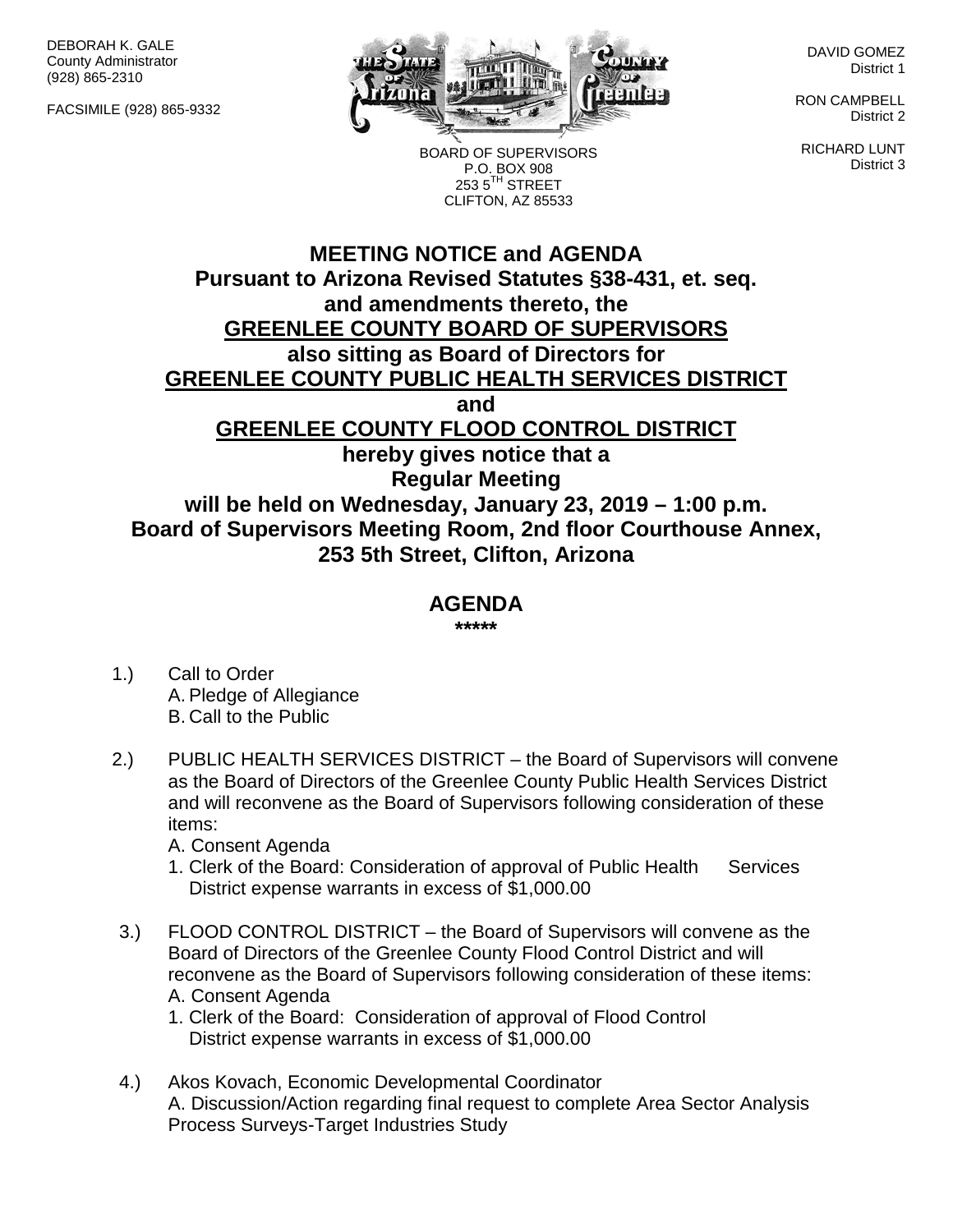DEBORAH K. GALE
County Administrator
(928) 865-2310

FACSIMILE (928) 865-9332

DAVID GOMEZ
District 1

RON CAMPBELL
District 2

RICHARD LUNT
District 3

BOARD OF SUPERVISORS
P.O. BOX 908
253 5$^{TH}$ STREET
CLIFTON, AZ 85533

# MEETING NOTICE and AGENDA

**Pursuant to Arizona Revised Statutes §38-431, et. seq. and amendments thereto, the**
**GREENLEE COUNTY BOARD OF SUPERVISORS**
**also sitting as Board of Directors for**
**GREENLEE COUNTY PUBLIC HEALTH SERVICES DISTRICT**
**and**
**GREENLEE COUNTY FLOOD CONTROL DISTRICT**
**hereby gives notice that a**
**Regular Meeting**
**will be held on Wednesday, January 23, 2019 – 1:00 p.m.**
**Board of Supervisors Meeting Room, 2nd floor Courthouse Annex, 253 5th Street, Clifton, Arizona**

## AGENDA

**\*\*\*\*\***

1.) Call to Order
   A. Pledge of Allegiance
   B. Call to the Public

2.) PUBLIC HEALTH SERVICES DISTRICT – the Board of Supervisors will convene as the Board of Directors of the Greenlee County Public Health Services District and will reconvene as the Board of Supervisors following consideration of these items:
   A. Consent Agenda
   1. Clerk of the Board: Consideration of approval of Public Health Services District expense warrants in excess of $1,000.00

3.) FLOOD CONTROL DISTRICT – the Board of Supervisors will convene as the Board of Directors of the Greenlee County Flood Control District and will reconvene as the Board of Supervisors following consideration of these items:
   A. Consent Agenda
   1. Clerk of the Board: Consideration of approval of Flood Control District expense warrants in excess of $1,000.00

4.) Akos Kovach, Economic Developmental Coordinator
   A. Discussion/Action regarding final request to complete Area Sector Analysis Process Surveys-Target Industries Study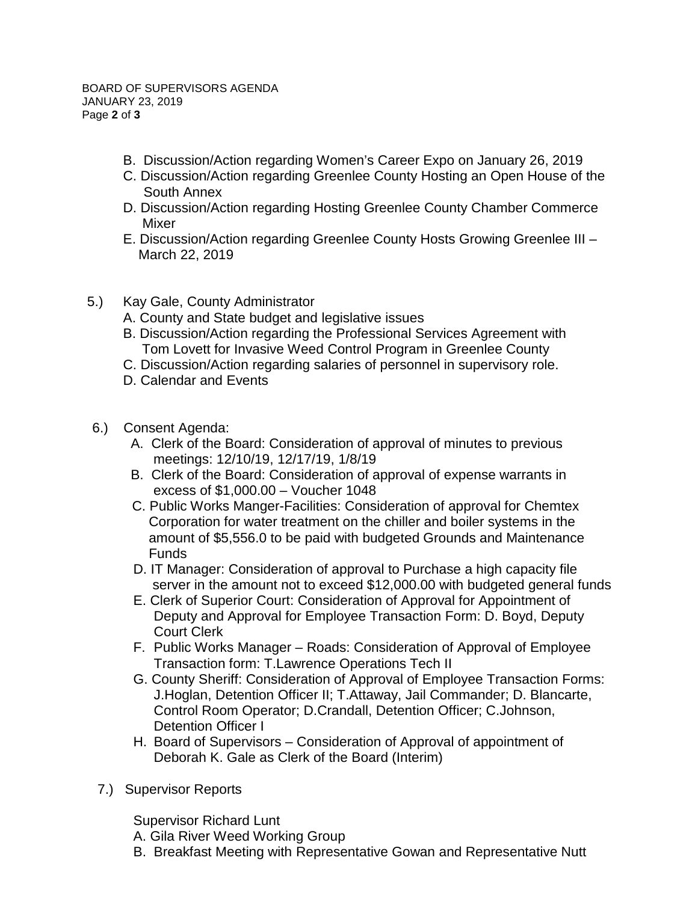B. Discussion/Action regarding Women's Career Expo on January 26, 2019
C. Discussion/Action regarding Greenlee County Hosting an Open House of the South Annex
D. Discussion/Action regarding Hosting Greenlee County Chamber Commerce Mixer
E. Discussion/Action regarding Greenlee County Hosts Growing Greenlee III – March 22, 2019

5.) Kay Gale, County Administrator

A. County and State budget and legislative issues
B. Discussion/Action regarding the Professional Services Agreement with Tom Lovett for Invasive Weed Control Program in Greenlee County
C. Discussion/Action regarding salaries of personnel in supervisory role.
D. Calendar and Events

6.) Consent Agenda:

A. Clerk of the Board: Consideration of approval of minutes to previous meetings: 12/10/19, 12/17/19, 1/8/19
B. Clerk of the Board: Consideration of approval of expense warrants in excess of $1,000.00 – Voucher 1048
C. Public Works Manger-Facilities: Consideration of approval for Chemtex Corporation for water treatment on the chiller and boiler systems in the amount of $5,556.0 to be paid with budgeted Grounds and Maintenance Funds
D. IT Manager: Consideration of approval to Purchase a high capacity file server in the amount not to exceed $12,000.00 with budgeted general funds
E. Clerk of Superior Court: Consideration of Approval for Appointment of Deputy and Approval for Employee Transaction Form: D. Boyd, Deputy Court Clerk
F. Public Works Manager – Roads: Consideration of Approval of Employee Transaction form: T.Lawrence Operations Tech II
G. County Sheriff: Consideration of Approval of Employee Transaction Forms: J.Hoglan, Detention Officer II; T.Attaway, Jail Commander; D. Blancarte, Control Room Operator; D.Crandall, Detention Officer; C.Johnson, Detention Officer I
H. Board of Supervisors – Consideration of Approval of appointment of Deborah K. Gale as Clerk of the Board (Interim)

7.) Supervisor Reports

Supervisor Richard Lunt

A. Gila River Weed Working Group
B. Breakfast Meeting with Representative Gowan and Representative Nutt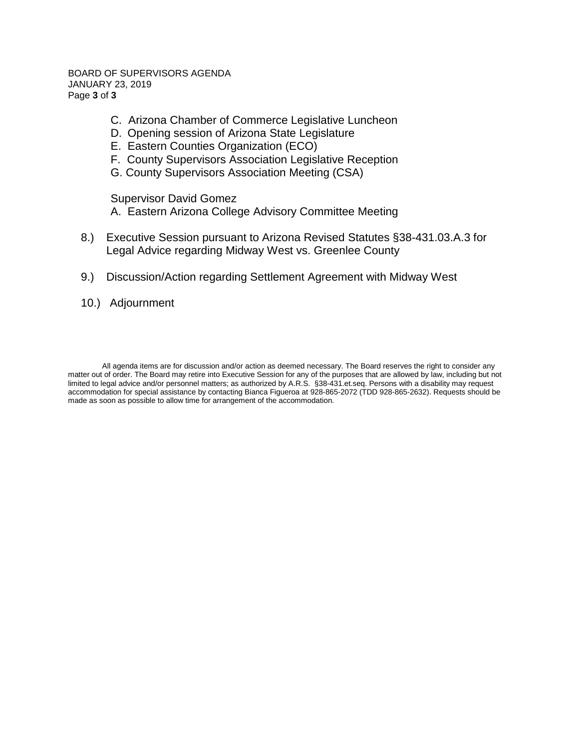C. Arizona Chamber of Commerce Legislative Luncheon
D. Opening session of Arizona State Legislature
E. Eastern Counties Organization (ECO)
F. County Supervisors Association Legislative Reception
G. County Supervisors Association Meeting (CSA)

Supervisor David Gomez
A. Eastern Arizona College Advisory Committee Meeting

8.) Executive Session pursuant to Arizona Revised Statutes §38-431.03.A.3 for Legal Advice regarding Midway West vs. Greenlee County

9.) Discussion/Action regarding Settlement Agreement with Midway West

10.) Adjournment

All agenda items are for discussion and/or action as deemed necessary. The Board reserves the right to consider any matter out of order. The Board may retire into Executive Session for any of the purposes that are allowed by law, including but not limited to legal advice and/or personnel matters; as authorized by A.R.S. §38-431.et.seq. Persons with a disability may request accommodation for special assistance by contacting Bianca Figueroa at 928-865-2072 (TDD 928-865-2632). Requests should be made as soon as possible to allow time for arrangement of the accommodation.